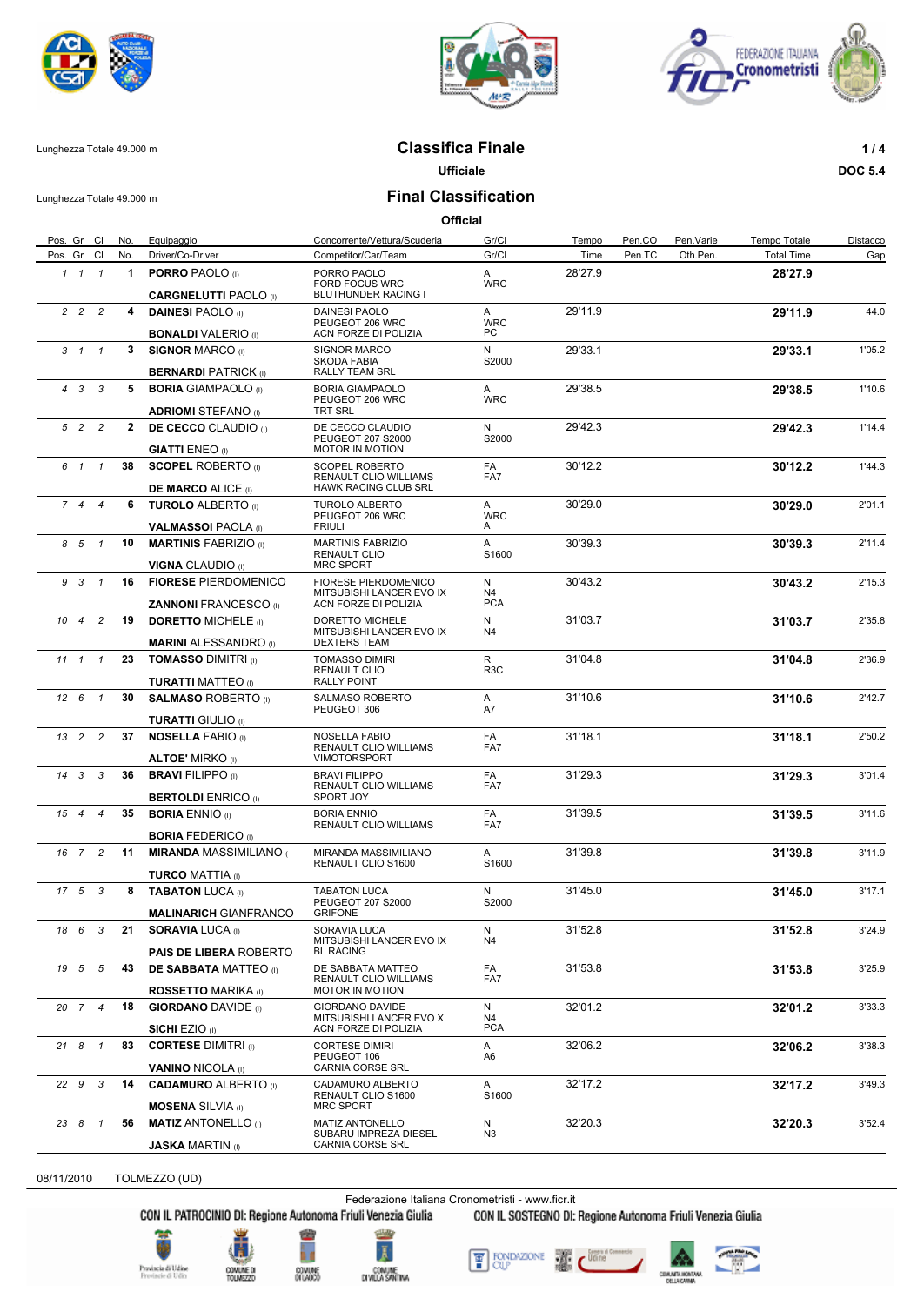Lunghezza Totale 49.000 m

# Classifica Finale

**Ufficiale**

DOC 5.4

Lunghezza Totale 49.000 m

# Final Classification

**Official**

| Pos. | Gr | Cl | No. | Equipaggio / Driver/Co-Driver | Concorrente/Vettura/Scuderia / Competitor/Car/Team | Gr/Cl | Tempo / Time | Pen.CO / Pen.TC | Pen.Varie / Oth.Pen. | Tempo Totale / Total Time | Distacco / Gap |
|---|---|---|---|---|---|---|---|---|---|---|---|
| 1 | 1 | 1 | 1 | **PORRO** PAOLO (I) / **CARGNELUTTI** PAOLO (I) | PORRO PAOLO / FORD FOCUS WRC / BLUTHUNDER RACING I | A / WRC | 28'27.9 | | | **28'27.9** | |
| 2 | 2 | 2 | 4 | **DAINESI** PAOLO (I) / **BONALDI** VALERIO (I) | DAINESI PAOLO / PEUGEOT 206 WRC / ACN FORZE DI POLIZIA | A / WRC / PC | 29'11.9 | | | **29'11.9** | 44.0 |
| 3 | 1 | 1 | 3 | **SIGNOR** MARCO (I) / **BERNARDI** PATRICK (I) | SIGNOR MARCO / SKODA FABIA / RALLY TEAM SRL | N / S2000 | 29'33.1 | | | **29'33.1** | 1'05.2 |
| 4 | 3 | 3 | 5 | **BORIA** GIAMPAOLO (I) / **ADRIOMI** STEFANO (I) | BORIA GIAMPAOLO / PEUGEOT 206 WRC / TRT SRL | A / WRC | 29'38.5 | | | **29'38.5** | 1'10.6 |
| 5 | 2 | 2 | 2 | **DE CECCO** CLAUDIO (I) / **GIATTI** ENEO (I) | DE CECCO CLAUDIO / PEUGEOT 207 S2000 / MOTOR IN MOTION | N / S2000 | 29'42.3 | | | **29'42.3** | 1'14.4 |
| 6 | 1 | 1 | 38 | **SCOPEL** ROBERTO (I) / **DE MARCO** ALICE (I) | SCOPEL ROBERTO / RENAULT CLIO WILLIAMS / HAWK RACING CLUB SRL | FA / FA7 | 30'12.2 | | | **30'12.2** | 1'44.3 |
| 7 | 4 | 4 | 6 | **TUROLO** ALBERTO (I) / **VALMASSOI** PAOLA (I) | TUROLO ALBERTO / PEUGEOT 206 WRC / FRIULI | A / WRC / A | 30'29.0 | | | **30'29.0** | 2'01.1 |
| 8 | 5 | 1 | 10 | **MARTINIS** FABRIZIO (I) / **VIGNA** CLAUDIO (I) | MARTINIS FABRIZIO / RENAULT CLIO / MRC SPORT | A / S1600 | 30'39.3 | | | **30'39.3** | 2'11.4 |
| 9 | 3 | 1 | 16 | **FIORESE** PIERDOMENICO / **ZANNONI** FRANCESCO (I) | FIORESE PIERDOMENICO / MITSUBISHI LANCER EVO IX / ACN FORZE DI POLIZIA | N / N4 / PCA | 30'43.2 | | | **30'43.2** | 2'15.3 |
| 10 | 4 | 2 | 19 | **DORETTO** MICHELE (I) / **MARINI** ALESSANDRO (I) | DORETTO MICHELE / MITSUBISHI LANCER EVO IX / DEXTERS TEAM | N / N4 | 31'03.7 | | | **31'03.7** | 2'35.8 |
| 11 | 1 | 1 | 23 | **TOMASSO** DIMITRI (I) / **TURATTI** MATTEO (I) | TOMASSO DIMIRI / RENAULT CLIO / RALLY POINT | R / R3C | 31'04.8 | | | **31'04.8** | 2'36.9 |
| 12 | 6 | 1 | 30 | **SALMASO** ROBERTO (I) / **TURATTI** GIULIO (I) | SALMASO ROBERTO / PEUGEOT 306 | A / A7 | 31'10.6 | | | **31'10.6** | 2'42.7 |
| 13 | 2 | 2 | 37 | **NOSELLA** FABIO (I) / **ALTOE'** MIRKO (I) | NOSELLA FABIO / RENAULT CLIO WILLIAMS / VIMOTORSPORT | FA / FA7 | 31'18.1 | | | **31'18.1** | 2'50.2 |
| 14 | 3 | 3 | 36 | **BRAVI** FILIPPO (I) / **BERTOLDI** ENRICO (I) | BRAVI FILIPPO / RENAULT CLIO WILLIAMS / SPORT JOY | FA / FA7 | 31'29.3 | | | **31'29.3** | 3'01.4 |
| 15 | 4 | 4 | 35 | **BORIA** ENNIO (I) / **BORIA** FEDERICO (I) | BORIA ENNIO / RENAULT CLIO WILLIAMS | FA / FA7 | 31'39.5 | | | **31'39.5** | 3'11.6 |
| 16 | 7 | 2 | 11 | **MIRANDA** MASSIMILIANO ( / **TURCO** MATTIA (I) | MIRANDA MASSIMILIANO / RENAULT CLIO S1600 | A / S1600 | 31'39.8 | | | **31'39.8** | 3'11.9 |
| 17 | 5 | 3 | 8 | **TABATON** LUCA (I) / **MALINARICH** GIANFRANCO | TABATON LUCA / PEUGEOT 207 S2000 / GRIFONE | N / S2000 | 31'45.0 | | | **31'45.0** | 3'17.1 |
| 18 | 6 | 3 | 21 | **SORAVIA** LUCA (I) / **PAIS DE LIBERA** ROBERTO | SORAVIA LUCA / MITSUBISHI LANCER EVO IX / BL RACING | N / N4 | 31'52.8 | | | **31'52.8** | 3'24.9 |
| 19 | 5 | 5 | 43 | **DE SABBATA** MATTEO (I) / **ROSSETTO** MARIKA (I) | DE SABBATA MATTEO / RENAULT CLIO WILLIAMS / MOTOR IN MOTION | FA / FA7 | 31'53.8 | | | **31'53.8** | 3'25.9 |
| 20 | 7 | 4 | 18 | **GIORDANO** DAVIDE (I) / **SICHI** EZIO (I) | GIORDANO DAVIDE / MITSUBISHI LANCER EVO X / ACN FORZE DI POLIZIA | N / N4 / PCA | 32'01.2 | | | **32'01.2** | 3'33.3 |
| 21 | 8 | 1 | 83 | **CORTESE** DIMITRI (I) / **VANINO** NICOLA (I) | CORTESE DIMIRI / PEUGEOT 106 / CARNIA CORSE SRL | A / A6 | 32'06.2 | | | **32'06.2** | 3'38.3 |
| 22 | 9 | 3 | 14 | **CADAMURO** ALBERTO (I) / **MOSENA** SILVIA (I) | CADAMURO ALBERTO / RENAULT CLIO S1600 / MRC SPORT | A / S1600 | 32'17.2 | | | **32'17.2** | 3'49.3 |
| 23 | 8 | 1 | 56 | **MATIZ** ANTONELLO (I) / **JASKA** MARTIN (I) | MATIZ ANTONELLO / SUBARU IMPREZA DIESEL / CARNIA CORSE SRL | N / N3 | 32'20.3 | | | **32'20.3** | 3'52.4 |

08/11/2010 TOLMEZZO (UD)

Federazione Italiana Cronometristi - www.ficr.it

CON IL PATROCINIO DI: Regione Autonoma Friuli Venezia Giulia CON IL SOSTEGNO DI: Regione Autonoma Friuli Venezia Giulia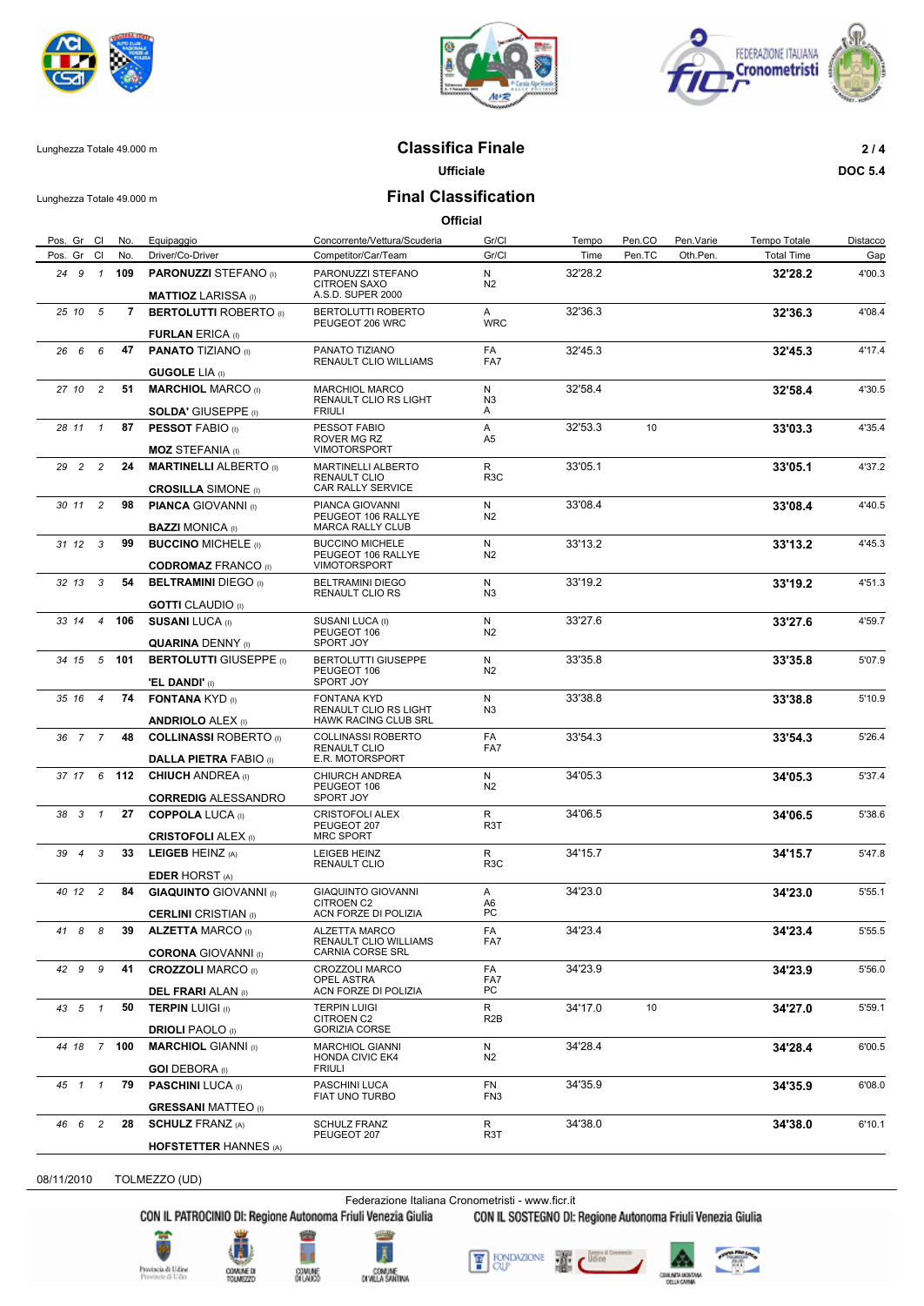Lunghezza Totale 49.000 m

# Classifica Finale

**Ufficiale**

**DOC 5.4**

Lunghezza Totale 49.000 m

# Final Classification

**Official**

| Pos. | Gr | Cl | No. | Equipaggio / Driver/Co-Driver | Concorrente/Vettura/Scuderia / Competitor/Car/Team | Gr/Cl | Tempo / Time | Pen.CO / Pen.TC | Pen.Varie / Oth.Pen. | Tempo Totale / Total Time | Distacco / Gap |
|---|---|---|---|---|---|---|---|---|---|---|---|
| 24 | 9 | 1 | 109 | **PARONUZZI** STEFANO (I) / **MATTIOZ** LARISSA (I) | PARONUZZI STEFANO / CITROEN SAXO / A.S.D. SUPER 2000 | N / N2 | 32'28.2 | | | **32'28.2** | 4'00.3 |
| 25 | 10 | 5 | 7 | **BERTOLUTTI** ROBERTO (I) / **FURLAN** ERICA (I) | BERTOLUTTI ROBERTO / PEUGEOT 206 WRC | A / WRC | 32'36.3 | | | **32'36.3** | 4'08.4 |
| 26 | 6 | 6 | 47 | **PANATO** TIZIANO (I) / **GUGOLE** LIA (I) | PANATO TIZIANO / RENAULT CLIO WILLIAMS | FA / FA7 | 32'45.3 | | | **32'45.3** | 4'17.4 |
| 27 | 10 | 2 | 51 | **MARCHIOL** MARCO (I) / **SOLDA'** GIUSEPPE (I) | MARCHIOL MARCO / RENAULT CLIO RS LIGHT / FRIULI | N / N3 / A | 32'58.4 | | | **32'58.4** | 4'30.5 |
| 28 | 11 | 1 | 87 | **PESSOT** FABIO (I) / **MOZ** STEFANIA (I) | PESSOT FABIO / ROVER MG RZ / VIMOTORSPORT | A / A5 | 32'53.3 | 10 | | **33'03.3** | 4'35.4 |
| 29 | 2 | 2 | 24 | **MARTINELLI** ALBERTO (I) / **CROSILLA** SIMONE (I) | MARTINELLI ALBERTO / RENAULT CLIO / CAR RALLY SERVICE | R / R3C | 33'05.1 | | | **33'05.1** | 4'37.2 |
| 30 | 11 | 2 | 98 | **PIANCA** GIOVANNI (I) / **BAZZI** MONICA (I) | PIANCA GIOVANNI / PEUGEOT 106 RALLYE / MARCA RALLY CLUB | N / N2 | 33'08.4 | | | **33'08.4** | 4'40.5 |
| 31 | 12 | 3 | 99 | **BUCCINO** MICHELE (I) / **CODROMAZ** FRANCO (I) | BUCCINO MICHELE / PEUGEOT 106 RALLYE / VIMOTORSPORT | N / N2 | 33'13.2 | | | **33'13.2** | 4'45.3 |
| 32 | 13 | 3 | 54 | **BELTRAMINI** DIEGO (I) / **GOTTI** CLAUDIO (I) | BELTRAMINI DIEGO / RENAULT CLIO RS | N / N3 | 33'19.2 | | | **33'19.2** | 4'51.3 |
| 33 | 14 | 4 | 106 | **SUSANI** LUCA (I) / **QUARINA** DENNY (I) | SUSANI LUCA (I) / PEUGEOT 106 / SPORT JOY | N / N2 | 33'27.6 | | | **33'27.6** | 4'59.7 |
| 34 | 15 | 5 | 101 | **BERTOLUTTI** GIUSEPPE (I) / **'EL DANDI'** (I) | BERTOLUTTI GIUSEPPE / PEUGEOT 106 / SPORT JOY | N / N2 | 33'35.8 | | | **33'35.8** | 5'07.9 |
| 35 | 16 | 4 | 74 | **FONTANA** KYD (I) / **ANDRIOLO** ALEX (I) | FONTANA KYD / RENAULT CLIO RS LIGHT / HAWK RACING CLUB SRL | N / N3 | 33'38.8 | | | **33'38.8** | 5'10.9 |
| 36 | 7 | 7 | 48 | **COLLINASSI** ROBERTO (I) / **DALLA PIETRA** FABIO (I) | COLLINASSI ROBERTO / RENAULT CLIO / E.R. MOTORSPORT | FA / FA7 | 33'54.3 | | | **33'54.3** | 5'26.4 |
| 37 | 17 | 6 | 112 | **CHIUCH** ANDREA (I) / **CORREDIG** ALESSANDRO | CHIURCH ANDREA / PEUGEOT 106 / SPORT JOY | N / N2 | 34'05.3 | | | **34'05.3** | 5'37.4 |
| 38 | 3 | 1 | 27 | **COPPOLA** LUCA (I) / **CRISTOFOLI** ALEX (I) | CRISTOFOLI ALEX / PEUGEOT 207 / MRC SPORT | R / R3T | 34'06.5 | | | **34'06.5** | 5'38.6 |
| 39 | 4 | 3 | 33 | **LEIGEB** HEINZ (A) / **EDER** HORST (A) | LEIGEB HEINZ / RENAULT CLIO | R / R3C | 34'15.7 | | | **34'15.7** | 5'47.8 |
| 40 | 12 | 2 | 84 | **GIAQUINTO** GIOVANNI (I) / **CERLINI** CRISTIAN (I) | GIAQUINTO GIOVANNI / CITROEN C2 / ACN FORZE DI POLIZIA | A / A6 / PC | 34'23.0 | | | **34'23.0** | 5'55.1 |
| 41 | 8 | 8 | 39 | **ALZETTA** MARCO (I) / **CORONA** GIOVANNI (I) | ALZETTA MARCO / RENAULT CLIO WILLIAMS / CARNIA CORSE SRL | FA / FA7 | 34'23.4 | | | **34'23.4** | 5'55.5 |
| 42 | 9 | 9 | 41 | **CROZZOLI** MARCO (I) / **DEL FRARI** ALAN (I) | CROZZOLI MARCO / OPEL ASTRA / ACN FORZE DI POLIZIA | FA / FA7 / PC | 34'23.9 | | | **34'23.9** | 5'56.0 |
| 43 | 5 | 1 | 50 | **TERPIN** LUIGI (I) / **DRIOLI** PAOLO (I) | TERPIN LUIGI / CITROEN C2 / GORIZIA CORSE | R / R2B | 34'17.0 | 10 | | **34'27.0** | 5'59.1 |
| 44 | 18 | 7 | 100 | **MARCHIOL** GIANNI (I) / **GOI** DEBORA (I) | MARCHIOL GIANNI / HONDA CIVIC EK4 / FRIULI | N / N2 | 34'28.4 | | | **34'28.4** | 6'00.5 |
| 45 | 1 | 1 | 79 | **PASCHINI** LUCA (I) / **GRESSANI** MATTEO (I) | PASCHINI LUCA / FIAT UNO TURBO | FN / FN3 | 34'35.9 | | | **34'35.9** | 6'08.0 |
| 46 | 6 | 2 | 28 | **SCHULZ** FRANZ (A) / **HOFSTETTER** HANNES (A) | SCHULZ FRANZ / PEUGEOT 207 | R / R3T | 34'38.0 | | | **34'38.0** | 6'10.1 |

08/11/2010 TOLMEZZO (UD)

Federazione Italiana Cronometristi - www.ficr.it

CON IL PATROCINIO DI: Regione Autonoma Friuli Venezia Giulia — CON IL SOSTEGNO DI: Regione Autonoma Friuli Venezia Giulia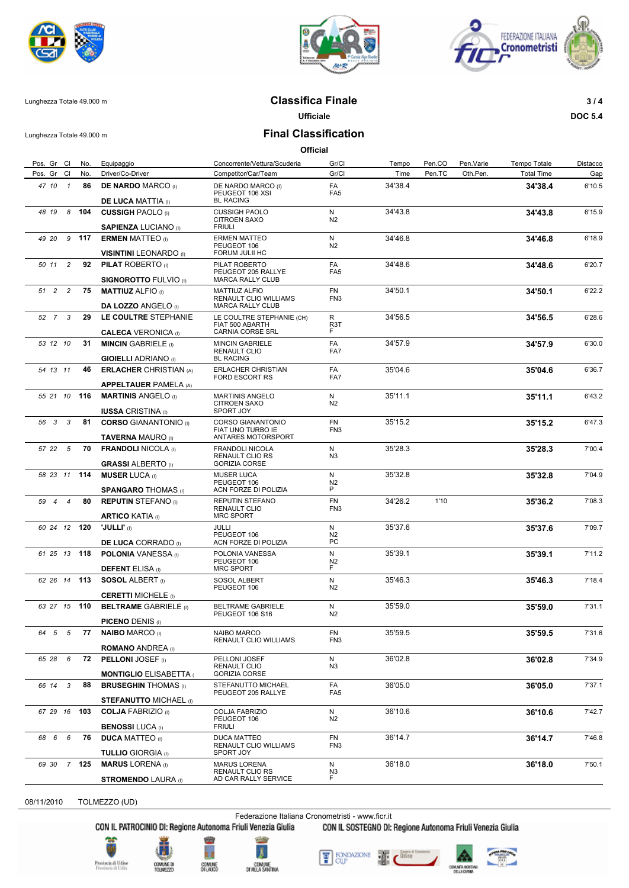Lunghezza Totale 49.000 m

# Classifica Finale

**Ufficiale**

# Final Classification

**Official**

**DOC 5.4**

| Pos. | Gr | Cl | No. | Equipaggio / Driver/Co-Driver | Concorrente/Vettura/Scuderia / Competitor/Car/Team | Gr/Cl | Tempo / Time | Pen.CO / Pen.TC | Pen.Varie / Oth.Pen. | Tempo Totale / Total Time | Distacco / Gap |
|---|---|---|---|---|---|---|---|---|---|---|---|
| 47 | 10 | 1 | 86 | **DE NARDO MARCO** (I) / **DE LUCA MATTIA** (I) | DE NARDO MARCO (I) / PEUGEOT 106 XSI / BL RACING | FA / FA5 | 34'38.4 | | | **34'38.4** | 6'10.5 |
| 48 | 19 | 8 | 104 | **CUSSIGH PAOLO** (I) / **SAPIENZA LUCIANO** (I) | CUSSIGH PAOLO / CITROEN SAXO / FRIULI | N / N2 | 34'43.8 | | | **34'43.8** | 6'15.9 |
| 49 | 20 | 9 | 117 | **ERMEN MATTEO** (I) / **VISINTINI LEONARDO** (I) | ERMEN MATTEO / PEUGEOT 106 / FORUM JULII HC | N / N2 | 34'46.8 | | | **34'46.8** | 6'18.9 |
| 50 | 11 | 2 | 92 | **PILAT ROBERTO** (I) / **SIGNOROTTO FULVIO** (I) | PILAT ROBERTO / PEUGEOT 205 RALLYE / MARCA RALLY CLUB | FA / FA5 | 34'48.6 | | | **34'48.6** | 6'20.7 |
| 51 | 2 | 2 | 75 | **MATTIUZ ALFIO** (I) / **DA LOZZO ANGELO** (I) | MATTIUZ ALFIO / RENAULT CLIO WILLIAMS / MARCA RALLY CLUB | FN / FN3 | 34'50.1 | | | **34'50.1** | 6'22.2 |
| 52 | 7 | 3 | 29 | **LE COULTRE STEPHANIE** / **CALECA VERONICA** (I) | LE COULTRE STEPHANIE (CH) / FIAT 500 ABARTH / CARNIA CORSE SRL | R / R3T / F | 34'56.5 | | | **34'56.5** | 6'28.6 |
| 53 | 12 | 10 | 31 | **MINCIN GABRIELE** (I) / **GIOIELLI ADRIANO** (I) | MINCIN GABRIELE / RENAULT CLIO / BL RACING | FA / FA7 | 34'57.9 | | | **34'57.9** | 6'30.0 |
| 54 | 13 | 11 | 46 | **ERLACHER CHRISTIAN** (A) / **APPELTAUER PAMELA** (A) | ERLACHER CHRISTIAN / FORD ESCORT RS | FA / FA7 | 35'04.6 | | | **35'04.6** | 6'36.7 |
| 55 | 21 | 10 | 116 | **MARTINIS ANGELO** (I) / **IUSSA CRISTINA** (I) | MARTINIS ANGELO / CITROEN SAXO / SPORT JOY | N / N2 | 35'11.1 | | | **35'11.1** | 6'43.2 |
| 56 | 3 | 3 | 81 | **CORSO GIANANTONIO** (I) / **TAVERNA MAURO** (I) | CORSO GIANANTONIO / FIAT UNO TURBO IE / ANTARES MOTORSPORT | FN / FN3 | 35'15.2 | | | **35'15.2** | 6'47.3 |
| 57 | 22 | 5 | 70 | **FRANDOLI NICOLA** (I) / **GRASSI ALBERTO** (I) | FRANDOLI NICOLA / RENAULT CLIO RS / GORIZIA CORSE | N / N3 | 35'28.3 | | | **35'28.3** | 7'00.4 |
| 58 | 23 | 11 | 114 | **MUSER LUCA** (I) / **SPANGARO THOMAS** (I) | MUSER LUCA / PEUGEOT 106 / ACN FORZE DI POLIZIA | N / N2 / P | 35'32.8 | | | **35'32.8** | 7'04.9 |
| 59 | 4 | 4 | 80 | **REPUTIN STEFANO** (I) / **ARTICO KATIA** (I) | REPUTIN STEFANO / RENAULT CLIO / MRC SPORT | FN / FN3 | 34'26.2 | 1'10 | | **35'36.2** | 7'08.3 |
| 60 | 24 | 12 | 120 | **'JULLI'** (I) / **DE LUCA CORRADO** (I) | JULLI / PEUGEOT 106 / ACN FORZE DI POLIZIA | N / N2 / PC | 35'37.6 | | | **35'37.6** | 7'09.7 |
| 61 | 25 | 13 | 118 | **POLONIA VANESSA** (I) / **DEFENT ELISA** (I) | POLONIA VANESSA / PEUGEOT 106 / MRC SPORT | N / N2 / F | 35'39.1 | | | **35'39.1** | 7'11.2 |
| 62 | 26 | 14 | 113 | **SOSOL ALBERT** (I) / **CERETTI MICHELE** (I) | SOSOL ALBERT / PEUGEOT 106 | N / N2 | 35'46.3 | | | **35'46.3** | 7'18.4 |
| 63 | 27 | 15 | 110 | **BELTRAME GABRIELE** (I) / **PICENO DENIS** (I) | BELTRAME GABRIELE / PEUGEOT 106 S16 | N / N2 | 35'59.0 | | | **35'59.0** | 7'31.1 |
| 64 | 5 | 5 | 77 | **NAIBO MARCO** (I) / **ROMANO ANDREA** (I) | NAIBO MARCO / RENAULT CLIO WILLIAMS | FN / FN3 | 35'59.5 | | | **35'59.5** | 7'31.6 |
| 65 | 28 | 6 | 72 | **PELLONI JOSEF** (I) / **MONTIGLIO ELISABETTA** ( | PELLONI JOSEF / RENAULT CLIO / GORIZIA CORSE | N / N3 | 36'02.8 | | | **36'02.8** | 7'34.9 |
| 66 | 14 | 3 | 88 | **BRUSEGHIN THOMAS** (I) / **STEFANUTTO MICHAEL** (I) | STEFANUTTO MICHAEL / PEUGEOT 205 RALLYE | FA / FA5 | 36'05.0 | | | **36'05.0** | 7'37.1 |
| 67 | 29 | 16 | 103 | **COLJA FABRIZIO** (I) / **BENOSSI LUCA** (I) | COLJA FABRIZIO / PEUGEOT 106 / FRIULI | N / N2 | 36'10.6 | | | **36'10.6** | 7'42.7 |
| 68 | 6 | 6 | 76 | **DUCA MATTEO** (I) / **TULLIO GIORGIA** (I) | DUCA MATTEO / RENAULT CLIO WILLIAMS / SPORT JOY | FN / FN3 | 36'14.7 | | | **36'14.7** | 7'46.8 |
| 69 | 30 | 7 | 125 | **MARUS LORENA** (I) / **STROMENDO LAURA** (I) | MARUS LORENA / RENAULT CLIO RS / AD CAR RALLY SERVICE | N / N3 / F | 36'18.0 | | | **36'18.0** | 7'50.1 |

08/11/2010 TOLMEZZO (UD)

Federazione Italiana Cronometristi - www.ficr.it

CON IL PATROCINIO DI: Regione Autonoma Friuli Venezia Giulia — CON IL SOSTEGNO DI: Regione Autonoma Friuli Venezia Giulia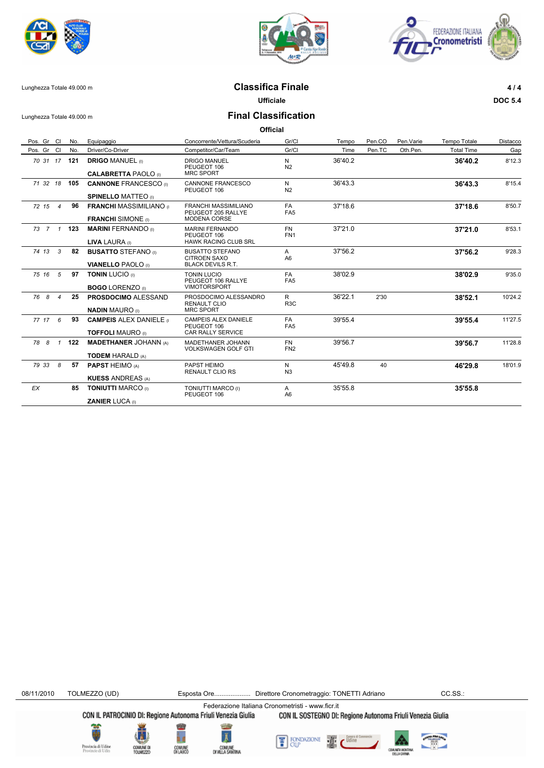Lunghezza Totale 49.000 m

# Classifica Finale

**Ufficiale**

**DOC 5.4**

Lunghezza Totale 49.000 m

# Final Classification

**Official**

| Pos. Pos. | Gr Gr | Cl Cl | No. No. | Equipaggio Driver/Co-Driver | Concorrente/Vettura/Scuderia Competitor/Car/Team | Gr/Cl Gr/Cl | Tempo Time | Pen.CO Pen.TC | Pen.Varie Oth.Pen. | Tempo Totale Total Time | Distacco Gap |
|---|---|---|---|---|---|---|---|---|---|---|---|
| 70 | 31 | 17 | **121** | **DRIGO** MANUEL (I) / **CALABRETTA** PAOLO (I) | DRIGO MANUEL / PEUGEOT 106 / MRC SPORT | N / N2 | 36'40.2 | | | **36'40.2** | 8'12.3 |
| 71 | 32 | 18 | **105** | **CANNONE** FRANCESCO (I) / **SPINELLO** MATTEO (I) | CANNONE FRANCESCO / PEUGEOT 106 | N / N2 | 36'43.3 | | | **36'43.3** | 8'15.4 |
| 72 | 15 | 4 | **96** | **FRANCHI** MASSIMILIANO (I) / **FRANCHI** SIMONE (I) | FRANCHI MASSIMILIANO / PEUGEOT 205 RALLYE / MODENA CORSE | FA / FA5 | 37'18.6 | | | **37'18.6** | 8'50.7 |
| 73 | 7 | 1 | **123** | **MARINI** FERNANDO (I) / **LIVA** LAURA (I) | MARINI FERNANDO / PEUGEOT 106 / HAWK RACING CLUB SRL | FN / FN1 | 37'21.0 | | | **37'21.0** | 8'53.1 |
| 74 | 13 | 3 | **82** | **BUSATTO** STEFANO (I) / **VIANELLO** PAOLO (I) | BUSATTO STEFANO / CITROEN SAXO / BLACK DEVILS R.T. | A / A6 | 37'56.2 | | | **37'56.2** | 9'28.3 |
| 75 | 16 | 5 | **97** | **TONIN** LUCIO (I) / **BOGO** LORENZO (I) | TONIN LUCIO / PEUGEOT 106 RALLYE / VIMOTORSPORT | FA / FA5 | 38'02.9 | | | **38'02.9** | 9'35.0 |
| 76 | 8 | 4 | **25** | **PROSDOCIMO** ALESSAND / **NADIN** MAURO (I) | PROSDOCIMO ALESSANDRO / RENAULT CLIO / MRC SPORT | R / R3C | 36'22.1 | 2'30 | | **38'52.1** | 10'24.2 |
| 77 | 17 | 6 | **93** | **CAMPEIS** ALEX DANIELE (I) / **TOFFOLI** MAURO (I) | CAMPEIS ALEX DANIELE / PEUGEOT 106 / CAR RALLY SERVICE | FA / FA5 | 39'55.4 | | | **39'55.4** | 11'27.5 |
| 78 | 8 | 1 | **122** | **MADETHANER** JOHANN (A) / **TODEM** HARALD (A) | MADETHANER JOHANN / VOLKSWAGEN GOLF GTI | FN / FN2 | 39'56.7 | | | **39'56.7** | 11'28.8 |
| 79 | 33 | 8 | **57** | **PAPST** HEIMO (A) / **KUESS** ANDREAS (A) | PAPST HEIMO / RENAULT CLIO RS | N / N3 | 45'49.8 | 40 | | **46'29.8** | 18'01.9 |
| EX | | | **85** | **TONIUTTI** MARCO (I) / **ZANIER** LUCA (I) | TONIUTTI MARCO (I) / PEUGEOT 106 | A / A6 | 35'55.8 | | | **35'55.8** | |

08/11/2010 TOLMEZZO (UD) Esposta Ore.................... Direttore Cronometraggio: TONETTI Adriano CC.SS.:

Federazione Italiana Cronometristi - www.ficr.it

CON IL PATROCINIO DI: Regione Autonoma Friuli Venezia Giulia CON IL SOSTEGNO DI: Regione Autonoma Friuli Venezia Giulia